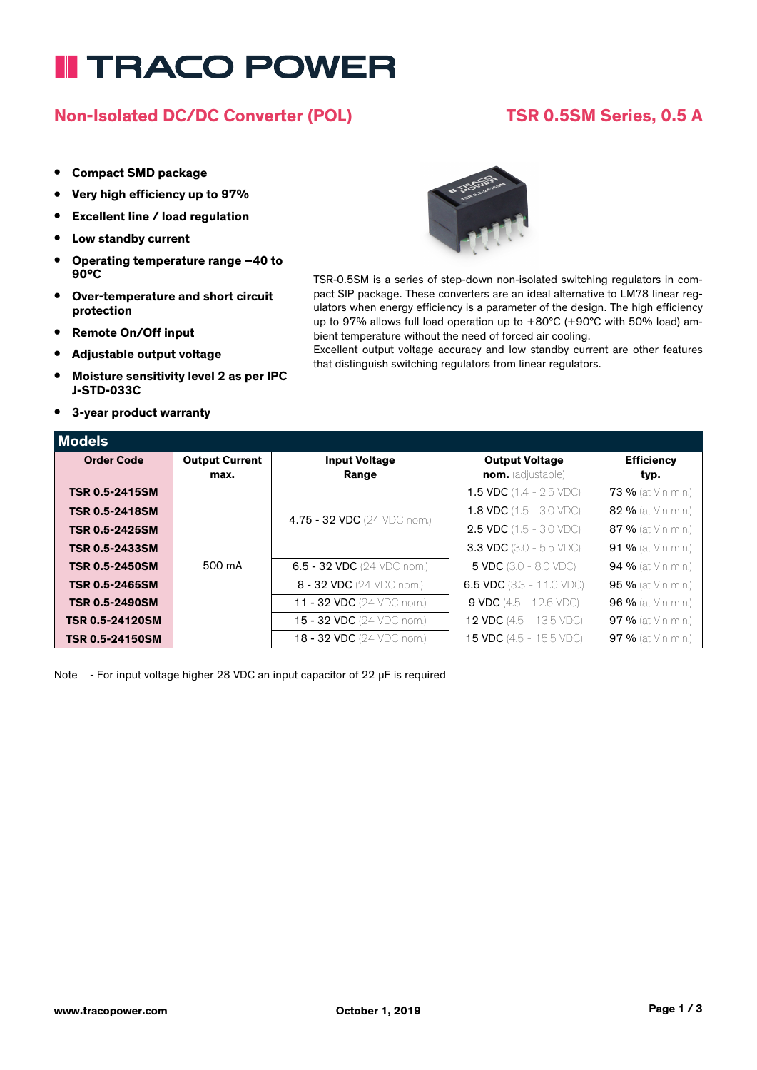# TRACO POWER

## Non-Isolated DC/DC Converter (POL)

## TSR 0.5SM Series, 0.5 A

- **Compact SMD package**
- **Very high efficiency up to 97%**
- **Excellent line / load regulation**
- **Low standby current**
- **Operating temperature range –40 to 90°C**
- **Over-temperature and short circuit protection**
- **Remote On/Off input**
- **Adjustable output voltage**
- **Moisture sensitivity level 2 as per IPC J-STD-033C**
- **3-year product warranty**

TSR-0.5SM is a series of step-down non-isolated switching regulators in compact SIP package. These converters are an ideal alternative to LM78 linear regulators when energy efficiency is a parameter of the design. The high efficiency up to 97% allows full load operation up to +80°C (+90°C with 50% load) ambient temperature without the need of forced air cooling.
Excellent output voltage accuracy and low standby current are other features that distinguish switching regulators from linear regulators.

### Models

| Order Code | Output Current max. | Input Voltage Range | Output Voltage nom. (adjustable) | Efficiency typ. |
|---|---|---|---|---|
| **TSR 0.5-2415SM** | 500 mA | 4.75 - 32 VDC (24 VDC nom.) | 1.5 VDC (1.4 - 2.5 VDC) | 73 % (at Vin min.) |
| **TSR 0.5-2418SM** | | | 1.8 VDC (1.5 - 3.0 VDC) | 82 % (at Vin min.) |
| **TSR 0.5-2425SM** | | | 2.5 VDC (1.5 - 3.0 VDC) | 87 % (at Vin min.) |
| **TSR 0.5-2433SM** | | | 3.3 VDC (3.0 - 5.5 VDC) | 91 % (at Vin min.) |
| **TSR 0.5-2450SM** | | 6.5 - 32 VDC (24 VDC nom.) | 5 VDC (3.0 - 8.0 VDC) | 94 % (at Vin min.) |
| **TSR 0.5-2465SM** | | 8 - 32 VDC (24 VDC nom.) | 6.5 VDC (3.3 - 11.0 VDC) | 95 % (at Vin min.) |
| **TSR 0.5-2490SM** | | 11 - 32 VDC (24 VDC nom.) | 9 VDC (4.5 - 12.6 VDC) | 96 % (at Vin min.) |
| **TSR 0.5-24120SM** | | 15 - 32 VDC (24 VDC nom.) | 12 VDC (4.5 - 13.5 VDC) | 97 % (at Vin min.) |
| **TSR 0.5-24150SM** | | 18 - 32 VDC (24 VDC nom.) | 15 VDC (4.5 - 15.5 VDC) | 97 % (at Vin min.) |

Note - For input voltage higher 28 VDC an input capacitor of 22 µF is required

www.tracopower.com October 1, 2019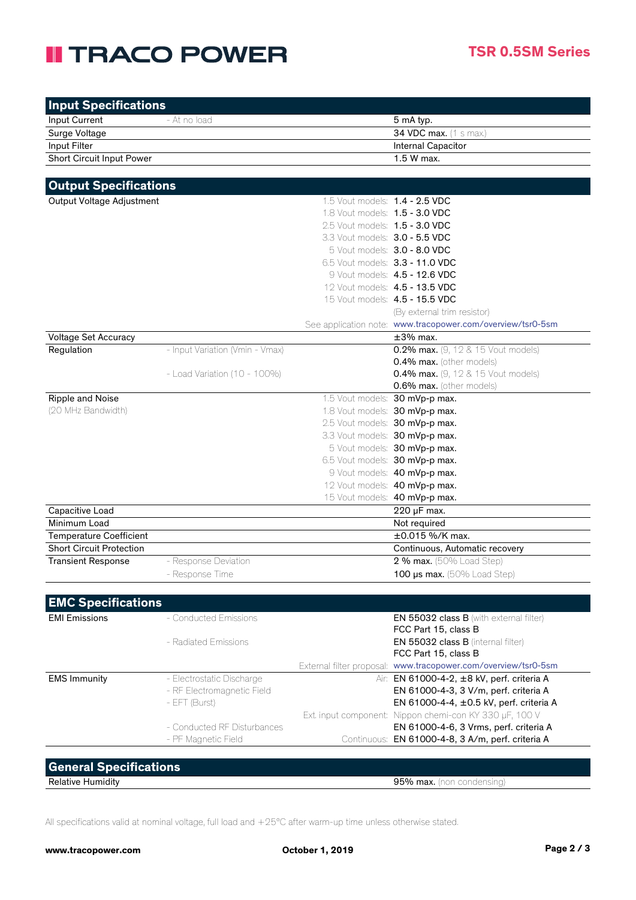## Input Specifications

| | | | |
|---|---|---|---|
| Input Current | - At no load | | 5 mA typ. |
| Surge Voltage | | | **34 VDC max.** (1 s max.) |
| Input Filter | | | Internal Capacitor |
| Short Circuit Input Power | | | 1.5 W max. |

## Output Specifications

| | | | |
|---|---|---|---|
| Output Voltage Adjustment | | 1.5 Vout models: | **1.4 - 2.5 VDC** |
| | | 1.8 Vout models: | **1.5 - 3.0 VDC** |
| | | 2.5 Vout models: | **1.5 - 3.0 VDC** |
| | | 3.3 Vout models: | **3.0 - 5.5 VDC** |
| | | 5 Vout models: | **3.0 - 8.0 VDC** |
| | | 6.5 Vout models: | **3.3 - 11.0 VDC** |
| | | 9 Vout models: | **4.5 - 12.6 VDC** |
| | | 12 Vout models: | **4.5 - 13.5 VDC** |
| | | 15 Vout models: | **4.5 - 15.5 VDC** |
| | | | (By external trim resistor) |
| | | See application note: | www.tracopower.com/overview/tsr0-5sm |
| Voltage Set Accuracy | | | ±3% max. |
| Regulation | - Input Variation (Vmin - Vmax) | | **0.2% max.** (9, 12 & 15 Vout models) |
| | | | **0.4% max.** (other models) |
| | - Load Variation (10 - 100%) | | **0.4% max.** (9, 12 & 15 Vout models) |
| | | | **0.6% max.** (other models) |
| Ripple and Noise (20 MHz Bandwidth) | | 1.5 Vout models: | **30 mVp-p max.** |
| | | 1.8 Vout models: | **30 mVp-p max.** |
| | | 2.5 Vout models: | **30 mVp-p max.** |
| | | 3.3 Vout models: | **30 mVp-p max.** |
| | | 5 Vout models: | **30 mVp-p max.** |
| | | 6.5 Vout models: | **30 mVp-p max.** |
| | | 9 Vout models: | **40 mVp-p max.** |
| | | 12 Vout models: | **40 mVp-p max.** |
| | | 15 Vout models: | **40 mVp-p max.** |
| Capacitive Load | | | 220 µF max. |
| Minimum Load | | | Not required |
| Temperature Coefficient | | | ±0.015 %/K max. |
| Short Circuit Protection | | | Continuous, Automatic recovery |
| Transient Response | - Response Deviation | | **2 % max.** (50% Load Step) |
| | - Response Time | | **100 µs max.** (50% Load Step) |

## EMC Specifications

| | | | |
|---|---|---|---|
| EMI Emissions | - Conducted Emissions | | **EN 55032 class B** (with external filter) FCC Part 15, class B |
| | - Radiated Emissions | | **EN 55032 class B** (internal filter) FCC Part 15, class B |
| | | External filter proposal: | www.tracopower.com/overview/tsr0-5sm |
| EMS Immunity | - Electrostatic Discharge | Air: | EN 61000-4-2, ±8 kV, perf. criteria A |
| | - RF Electromagnetic Field | | EN 61000-4-3, 3 V/m, perf. criteria A |
| | - EFT (Burst) | | EN 61000-4-4, ±0.5 kV, perf. criteria A |
| | | Ext. input component: | Nippon chemi-con KY 330 µF, 100 V |
| | - Conducted RF Disturbances | | EN 61000-4-6, 3 Vrms, perf. criteria A |
| | - PF Magnetic Field | Continuous: | EN 61000-4-8, 3 A/m, perf. criteria A |

## General Specifications

| | | | |
|---|---|---|---|
| Relative Humidity | | | **95% max.** (non condensing) |

All specifications valid at nominal voltage, full load and +25°C after warm-up time unless otherwise stated.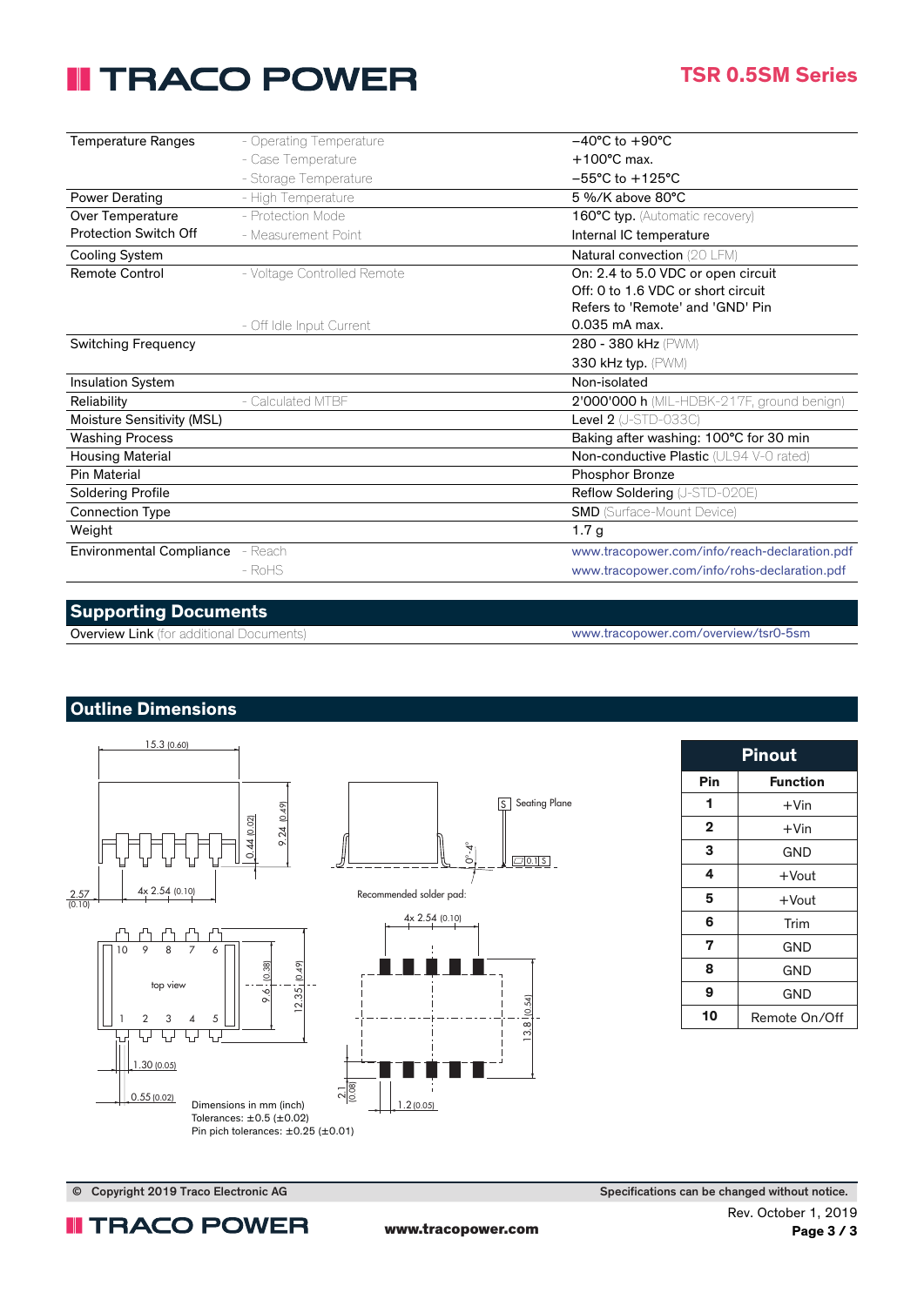| | | |
|---|---|---|
| Temperature Ranges | - Operating Temperature | –40°C to +90°C |
| | - Case Temperature | +100°C max. |
| | - Storage Temperature | –55°C to +125°C |
| Power Derating | - High Temperature | 5 %/K above 80°C |
| Over Temperature Protection Switch Off | - Protection Mode | **160°C typ.** (Automatic recovery) |
| | - Measurement Point | Internal IC temperature |
| Cooling System | | Natural convection (20 LFM) |
| Remote Control | - Voltage Controlled Remote | On: 2.4 to 5.0 VDC or open circuit<br>Off: 0 to 1.6 VDC or short circuit<br>Refers to 'Remote' and 'GND' Pin |
| | - Off Idle Input Current | 0.035 mA max. |
| Switching Frequency | | 280 - 380 kHz (PWM) |
| | | 330 kHz typ. (PWM) |
| Insulation System | | Non-isolated |
| Reliability | - Calculated MTBF | **2'000'000 h** (MIL-HDBK-217F, ground benign) |
| Moisture Sensitivity (MSL) | | Level 2 (J-STD-033C) |
| Washing Process | | Baking after washing: 100°C for 30 min |
| Housing Material | | Non-conductive Plastic (UL94 V-0 rated) |
| Pin Material | | Phosphor Bronze |
| Soldering Profile | | Reflow Soldering (J-STD-020E) |
| Connection Type | | **SMD** (Surface-Mount Device) |
| Weight | | 1.7 g |
| Environmental Compliance | - Reach | www.tracopower.com/info/reach-declaration.pdf |
| | - RoHS | www.tracopower.com/info/rohs-declaration.pdf |

## Supporting Documents

| | |
|---|---|
| **Overview Link** (for additional Documents) | www.tracopower.com/overview/tsr0-5sm |

## Outline Dimensions

15.3 (0.60)
0.44 (0.02)
9.24 (0.49)
2.57 (0.10)
4x 2.54 (0.10)
Seating Plane
0°-4°
0.1 S
Recommended solder pad:
4x 2.54 (0.10)
top view
10 9 8 7 6
1 2 3 4 5
9.6 (0.38)
12.35 (0.49)
13.8 (0.54)
1.30 (0.05)
0.55 (0.02)
2.1 (0.08)
1.2 (0.05)

Dimensions in mm (inch)
Tolerances: ±0.5 (±0.02)
Pin pich tolerances: ±0.25 (±0.01)

**Pinout**

| Pin | Function |
|---|---|
| 1 | +Vin |
| 2 | +Vin |
| 3 | GND |
| 4 | +Vout |
| 5 | +Vout |
| 6 | Trim |
| 7 | GND |
| 8 | GND |
| 9 | GND |
| 10 | Remote On/Off |

© Copyright 2019 Traco Electronic AG

Specifications can be changed without notice.

Rev. October 1, 2019